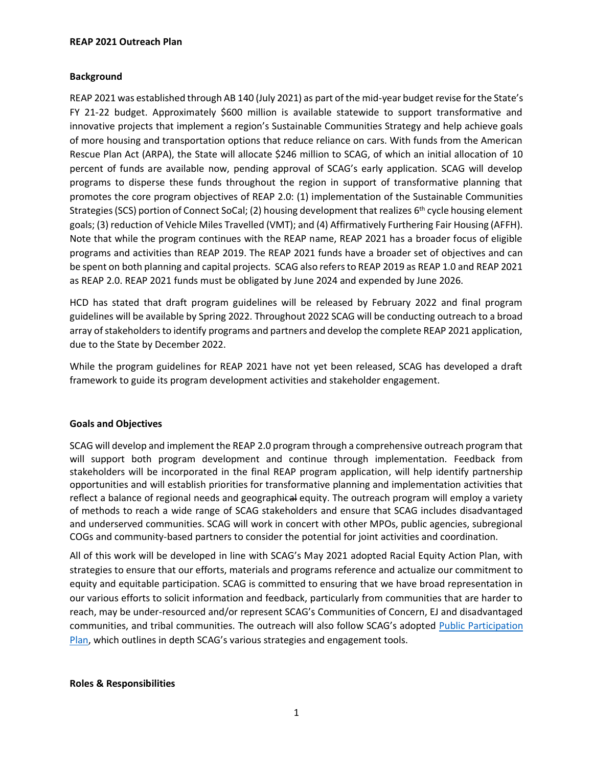**REAP 2021 Outreach Plan**

**Background**

REAP 2021 was established through AB 140 (July 2021) as part of the mid-year budget revise for the State's FY 21-22 budget. Approximately $600 million is available statewide to support transformative and innovative projects that implement a region's Sustainable Communities Strategy and help achieve goals of more housing and transportation options that reduce reliance on cars. With funds from the American Rescue Plan Act (ARPA), the State will allocate $246 million to SCAG, of which an initial allocation of 10 percent of funds are available now, pending approval of SCAG's early application. SCAG will develop programs to disperse these funds throughout the region in support of transformative planning that promotes the core program objectives of REAP 2.0: (1) implementation of the Sustainable Communities Strategies (SCS) portion of Connect SoCal; (2) housing development that realizes 6th cycle housing element goals; (3) reduction of Vehicle Miles Travelled (VMT); and (4) Affirmatively Furthering Fair Housing (AFFH). Note that while the program continues with the REAP name, REAP 2021 has a broader focus of eligible programs and activities than REAP 2019. The REAP 2021 funds have a broader set of objectives and can be spent on both planning and capital projects. SCAG also refers to REAP 2019 as REAP 1.0 and REAP 2021 as REAP 2.0. REAP 2021 funds must be obligated by June 2024 and expended by June 2026.

HCD has stated that draft program guidelines will be released by February 2022 and final program guidelines will be available by Spring 2022. Throughout 2022 SCAG will be conducting outreach to a broad array of stakeholders to identify programs and partners and develop the complete REAP 2021 application, due to the State by December 2022.

While the program guidelines for REAP 2021 have not yet been released, SCAG has developed a draft framework to guide its program development activities and stakeholder engagement.

**Goals and Objectives**

SCAG will develop and implement the REAP 2.0 program through a comprehensive outreach program that will support both program development and continue through implementation. Feedback from stakeholders will be incorporated in the final REAP program application, will help identify partnership opportunities and will establish priorities for transformative planning and implementation activities that reflect a balance of regional needs and geographic~~al~~ equity. The outreach program will employ a variety of methods to reach a wide range of SCAG stakeholders and ensure that SCAG includes disadvantaged and underserved communities. SCAG will work in concert with other MPOs, public agencies, subregional COGs and community-based partners to consider the potential for joint activities and coordination.

All of this work will be developed in line with SCAG's May 2021 adopted Racial Equity Action Plan, with strategies to ensure that our efforts, materials and programs reference and actualize our commitment to equity and equitable participation. SCAG is committed to ensuring that we have broad representation in our various efforts to solicit information and feedback, particularly from communities that are harder to reach, may be under-resourced and/or represent SCAG's Communities of Concern, EJ and disadvantaged communities, and tribal communities. The outreach will also follow SCAG's adopted Public Participation Plan, which outlines in depth SCAG's various strategies and engagement tools.

**Roles & Responsibilities**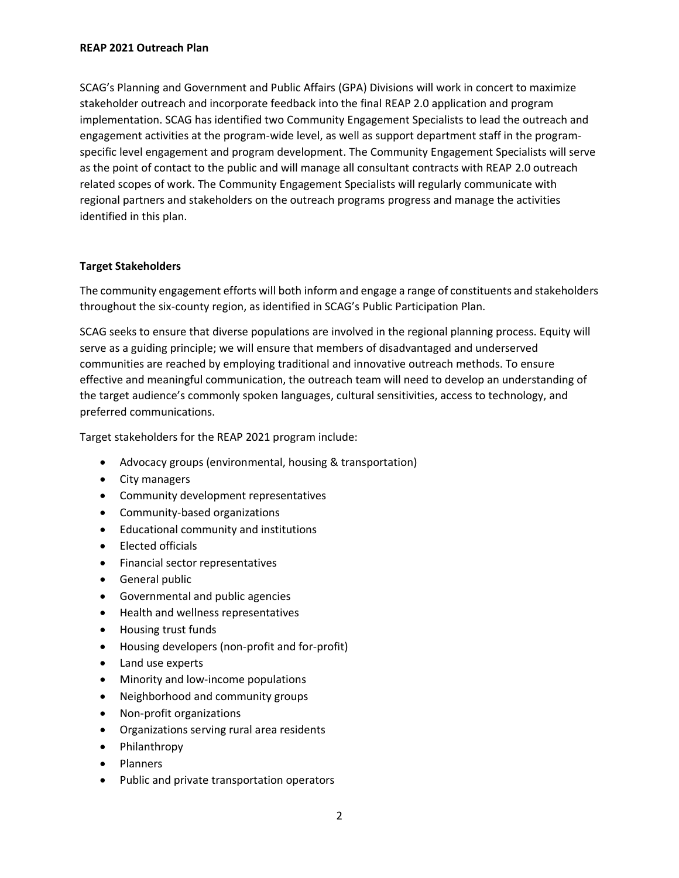**REAP 2021 Outreach Plan**

SCAG's Planning and Government and Public Affairs (GPA) Divisions will work in concert to maximize stakeholder outreach and incorporate feedback into the final REAP 2.0 application and program implementation. SCAG has identified two Community Engagement Specialists to lead the outreach and engagement activities at the program-wide level, as well as support department staff in the program-specific level engagement and program development. The Community Engagement Specialists will serve as the point of contact to the public and will manage all consultant contracts with REAP 2.0 outreach related scopes of work. The Community Engagement Specialists will regularly communicate with regional partners and stakeholders on the outreach programs progress and manage the activities identified in this plan.

**Target Stakeholders**

The community engagement efforts will both inform and engage a range of constituents and stakeholders throughout the six-county region, as identified in SCAG's Public Participation Plan.

SCAG seeks to ensure that diverse populations are involved in the regional planning process. Equity will serve as a guiding principle; we will ensure that members of disadvantaged and underserved communities are reached by employing traditional and innovative outreach methods. To ensure effective and meaningful communication, the outreach team will need to develop an understanding of the target audience's commonly spoken languages, cultural sensitivities, access to technology, and preferred communications.

Target stakeholders for the REAP 2021 program include:

- Advocacy groups (environmental, housing & transportation)
- City managers
- Community development representatives
- Community-based organizations
- Educational community and institutions
- Elected officials
- Financial sector representatives
- General public
- Governmental and public agencies
- Health and wellness representatives
- Housing trust funds
- Housing developers (non-profit and for-profit)
- Land use experts
- Minority and low-income populations
- Neighborhood and community groups
- Non-profit organizations
- Organizations serving rural area residents
- Philanthropy
- Planners
- Public and private transportation operators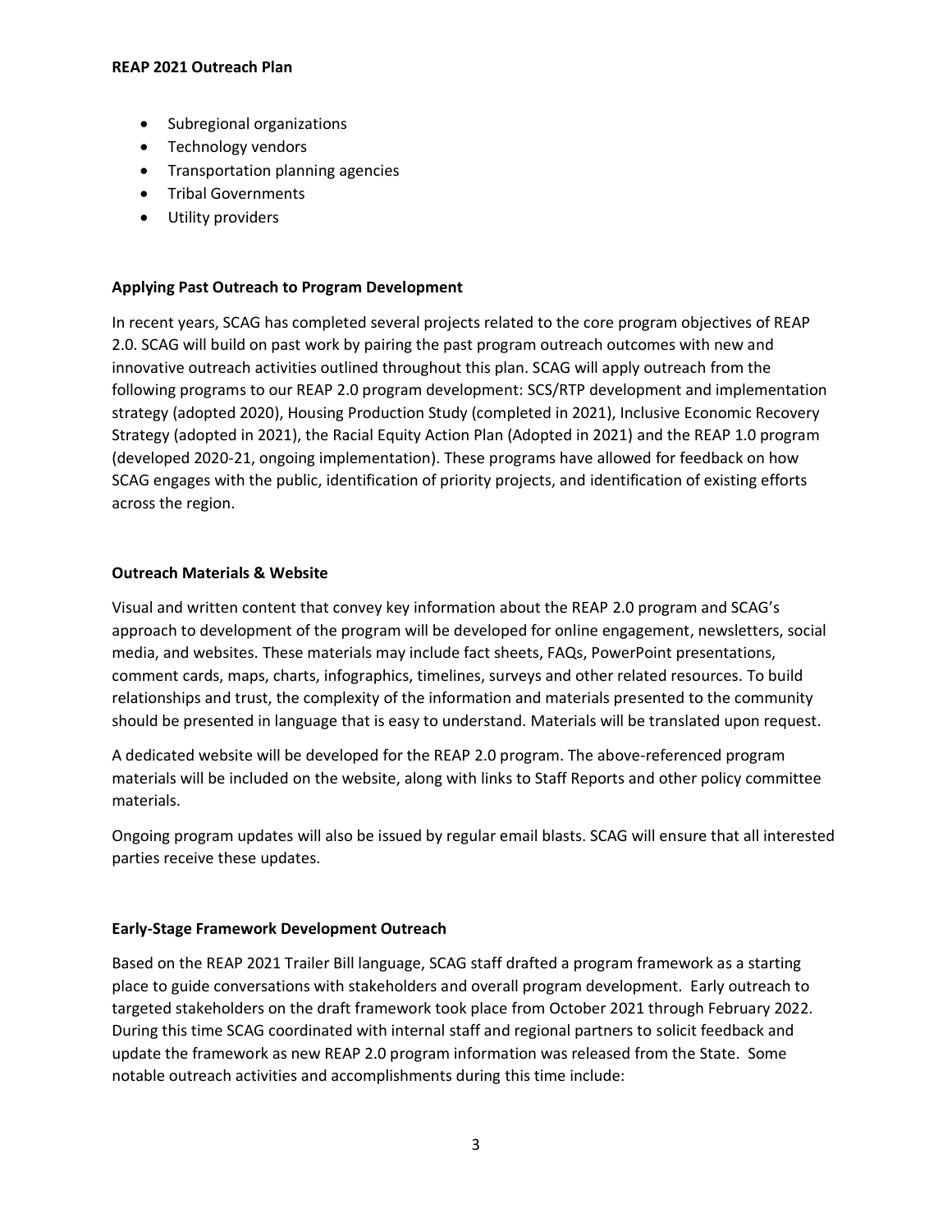- Subregional organizations
- Technology vendors
- Transportation planning agencies
- Tribal Governments
- Utility providers

**Applying Past Outreach to Program Development**

In recent years, SCAG has completed several projects related to the core program objectives of REAP 2.0. SCAG will build on past work by pairing the past program outreach outcomes with new and innovative outreach activities outlined throughout this plan. SCAG will apply outreach from the following programs to our REAP 2.0 program development: SCS/RTP development and implementation strategy (adopted 2020), Housing Production Study (completed in 2021), Inclusive Economic Recovery Strategy (adopted in 2021), the Racial Equity Action Plan (Adopted in 2021) and the REAP 1.0 program (developed 2020-21, ongoing implementation). These programs have allowed for feedback on how SCAG engages with the public, identification of priority projects, and identification of existing efforts across the region.

**Outreach Materials & Website**

Visual and written content that convey key information about the REAP 2.0 program and SCAG's approach to development of the program will be developed for online engagement, newsletters, social media, and websites. These materials may include fact sheets, FAQs, PowerPoint presentations, comment cards, maps, charts, infographics, timelines, surveys and other related resources. To build relationships and trust, the complexity of the information and materials presented to the community should be presented in language that is easy to understand. Materials will be translated upon request.

A dedicated website will be developed for the REAP 2.0 program. The above-referenced program materials will be included on the website, along with links to Staff Reports and other policy committee materials.

Ongoing program updates will also be issued by regular email blasts. SCAG will ensure that all interested parties receive these updates.

**Early-Stage Framework Development Outreach**

Based on the REAP 2021 Trailer Bill language, SCAG staff drafted a program framework as a starting place to guide conversations with stakeholders and overall program development. Early outreach to targeted stakeholders on the draft framework took place from October 2021 through February 2022. During this time SCAG coordinated with internal staff and regional partners to solicit feedback and update the framework as new REAP 2.0 program information was released from the State. Some notable outreach activities and accomplishments during this time include: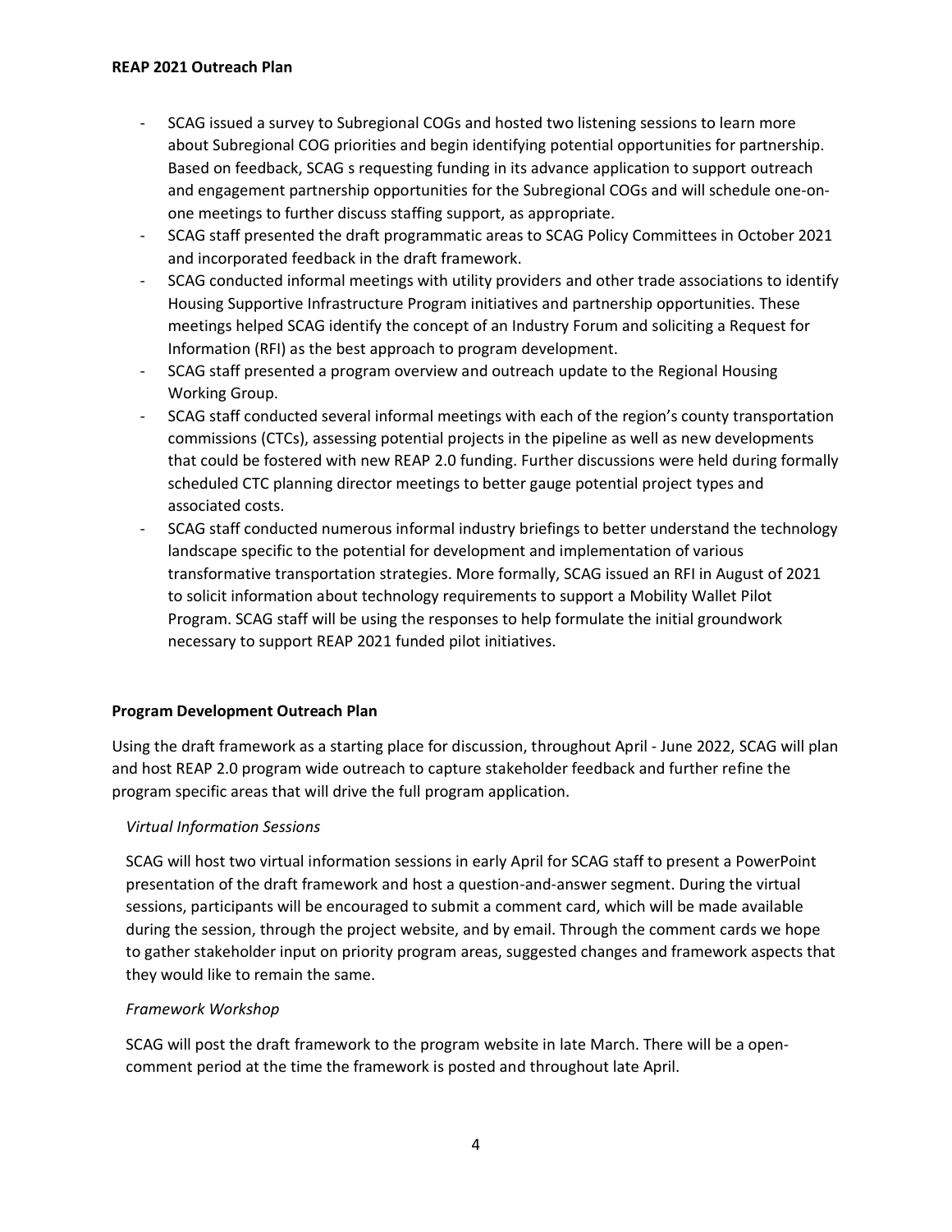- SCAG issued a survey to Subregional COGs and hosted two listening sessions to learn more about Subregional COG priorities and begin identifying potential opportunities for partnership. Based on feedback, SCAG s requesting funding in its advance application to support outreach and engagement partnership opportunities for the Subregional COGs and will schedule one-on-one meetings to further discuss staffing support, as appropriate.
- SCAG staff presented the draft programmatic areas to SCAG Policy Committees in October 2021 and incorporated feedback in the draft framework.
- SCAG conducted informal meetings with utility providers and other trade associations to identify Housing Supportive Infrastructure Program initiatives and partnership opportunities. These meetings helped SCAG identify the concept of an Industry Forum and soliciting a Request for Information (RFI) as the best approach to program development.
- SCAG staff presented a program overview and outreach update to the Regional Housing Working Group.
- SCAG staff conducted several informal meetings with each of the region's county transportation commissions (CTCs), assessing potential projects in the pipeline as well as new developments that could be fostered with new REAP 2.0 funding. Further discussions were held during formally scheduled CTC planning director meetings to better gauge potential project types and associated costs.
- SCAG staff conducted numerous informal industry briefings to better understand the technology landscape specific to the potential for development and implementation of various transformative transportation strategies. More formally, SCAG issued an RFI in August of 2021 to solicit information about technology requirements to support a Mobility Wallet Pilot Program. SCAG staff will be using the responses to help formulate the initial groundwork necessary to support REAP 2021 funded pilot initiatives.

## Program Development Outreach Plan

Using the draft framework as a starting place for discussion, throughout April - June 2022, SCAG will plan and host REAP 2.0 program wide outreach to capture stakeholder feedback and further refine the program specific areas that will drive the full program application.

*Virtual Information Sessions*

SCAG will host two virtual information sessions in early April for SCAG staff to present a PowerPoint presentation of the draft framework and host a question-and-answer segment. During the virtual sessions, participants will be encouraged to submit a comment card, which will be made available during the session, through the project website, and by email. Through the comment cards we hope to gather stakeholder input on priority program areas, suggested changes and framework aspects that they would like to remain the same.

*Framework Workshop*

SCAG will post the draft framework to the program website in late March. There will be a open-comment period at the time the framework is posted and throughout late April.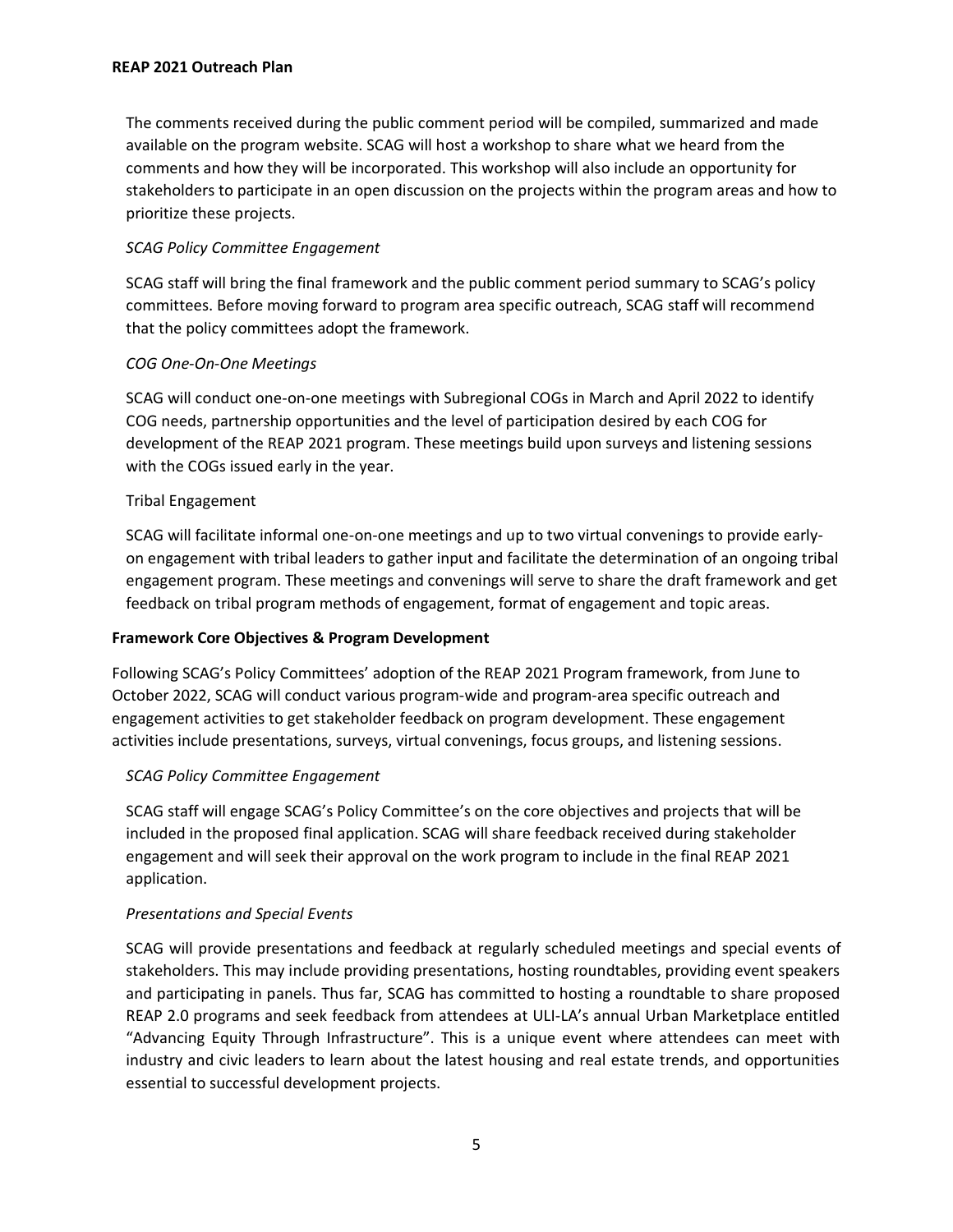The comments received during the public comment period will be compiled, summarized and made available on the program website. SCAG will host a workshop to share what we heard from the comments and how they will be incorporated. This workshop will also include an opportunity for stakeholders to participate in an open discussion on the projects within the program areas and how to prioritize these projects.

*SCAG Policy Committee Engagement*

SCAG staff will bring the final framework and the public comment period summary to SCAG's policy committees. Before moving forward to program area specific outreach, SCAG staff will recommend that the policy committees adopt the framework.

*COG One-On-One Meetings*

SCAG will conduct one-on-one meetings with Subregional COGs in March and April 2022 to identify COG needs, partnership opportunities and the level of participation desired by each COG for development of the REAP 2021 program. These meetings build upon surveys and listening sessions with the COGs issued early in the year.

Tribal Engagement

SCAG will facilitate informal one-on-one meetings and up to two virtual convenings to provide early-on engagement with tribal leaders to gather input and facilitate the determination of an ongoing tribal engagement program. These meetings and convenings will serve to share the draft framework and get feedback on tribal program methods of engagement, format of engagement and topic areas.

**Framework Core Objectives & Program Development**

Following SCAG's Policy Committees' adoption of the REAP 2021 Program framework, from June to October 2022, SCAG will conduct various program-wide and program-area specific outreach and engagement activities to get stakeholder feedback on program development. These engagement activities include presentations, surveys, virtual convenings, focus groups, and listening sessions.

*SCAG Policy Committee Engagement*

SCAG staff will engage SCAG's Policy Committee's on the core objectives and projects that will be included in the proposed final application. SCAG will share feedback received during stakeholder engagement and will seek their approval on the work program to include in the final REAP 2021 application.

*Presentations and Special Events*

SCAG will provide presentations and feedback at regularly scheduled meetings and special events of stakeholders. This may include providing presentations, hosting roundtables, providing event speakers and participating in panels. Thus far, SCAG has committed to hosting a roundtable to share proposed REAP 2.0 programs and seek feedback from attendees at ULI-LA's annual Urban Marketplace entitled "Advancing Equity Through Infrastructure". This is a unique event where attendees can meet with industry and civic leaders to learn about the latest housing and real estate trends, and opportunities essential to successful development projects.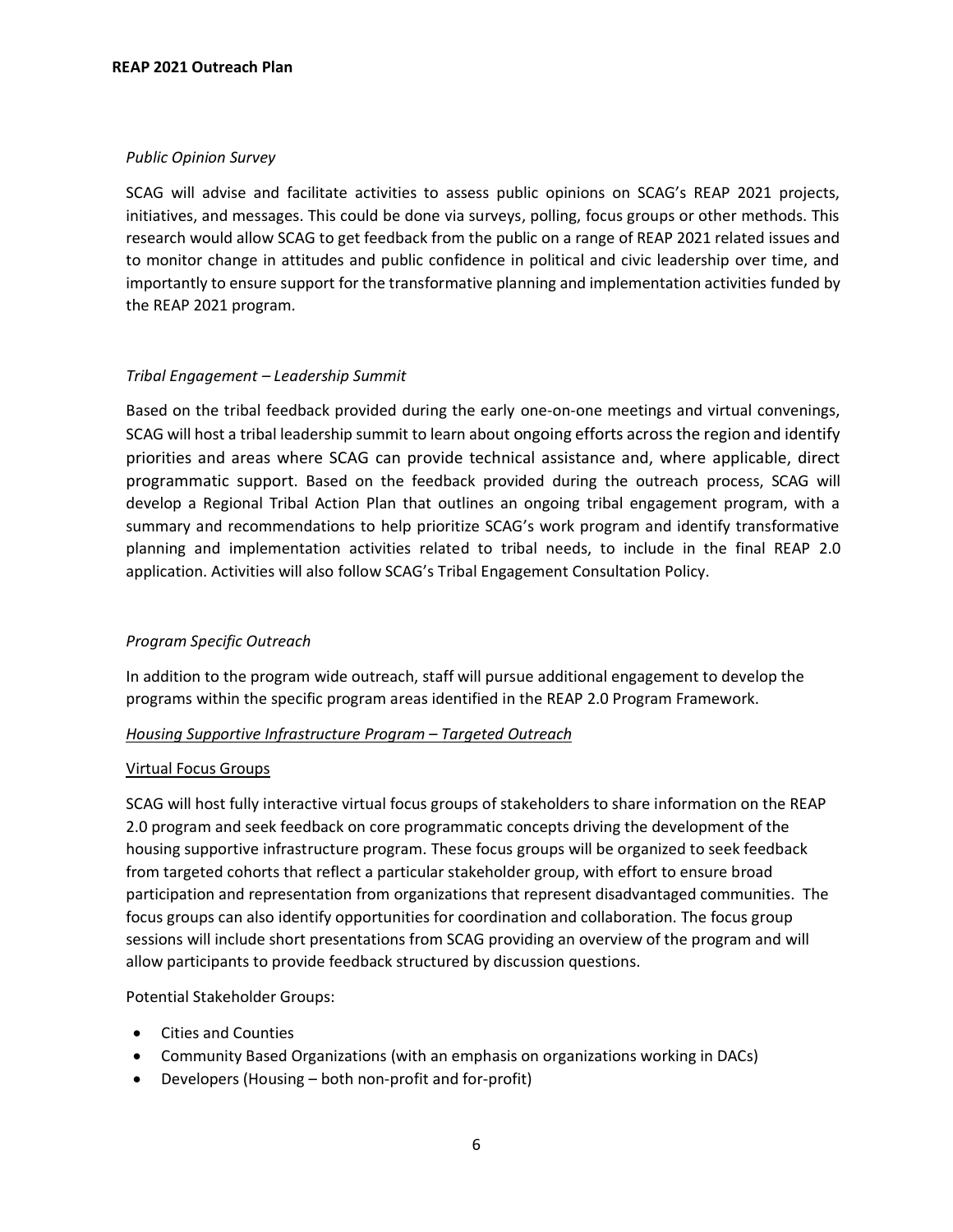*Public Opinion Survey*

SCAG will advise and facilitate activities to assess public opinions on SCAG's REAP 2021 projects, initiatives, and messages. This could be done via surveys, polling, focus groups or other methods. This research would allow SCAG to get feedback from the public on a range of REAP 2021 related issues and to monitor change in attitudes and public confidence in political and civic leadership over time, and importantly to ensure support for the transformative planning and implementation activities funded by the REAP 2021 program.

*Tribal Engagement – Leadership Summit*

Based on the tribal feedback provided during the early one-on-one meetings and virtual convenings, SCAG will host a tribal leadership summit to learn about ongoing efforts across the region and identify priorities and areas where SCAG can provide technical assistance and, where applicable, direct programmatic support. Based on the feedback provided during the outreach process, SCAG will develop a Regional Tribal Action Plan that outlines an ongoing tribal engagement program, with a summary and recommendations to help prioritize SCAG's work program and identify transformative planning and implementation activities related to tribal needs, to include in the final REAP 2.0 application. Activities will also follow SCAG's Tribal Engagement Consultation Policy.

*Program Specific Outreach*

In addition to the program wide outreach, staff will pursue additional engagement to develop the programs within the specific program areas identified in the REAP 2.0 Program Framework.

*<u>Housing Supportive Infrastructure Program – Targeted Outreach</u>*

<u>Virtual Focus Groups</u>

SCAG will host fully interactive virtual focus groups of stakeholders to share information on the REAP 2.0 program and seek feedback on core programmatic concepts driving the development of the housing supportive infrastructure program. These focus groups will be organized to seek feedback from targeted cohorts that reflect a particular stakeholder group, with effort to ensure broad participation and representation from organizations that represent disadvantaged communities. The focus groups can also identify opportunities for coordination and collaboration. The focus group sessions will include short presentations from SCAG providing an overview of the program and will allow participants to provide feedback structured by discussion questions.

Potential Stakeholder Groups:

- Cities and Counties
- Community Based Organizations (with an emphasis on organizations working in DACs)
- Developers (Housing – both non-profit and for-profit)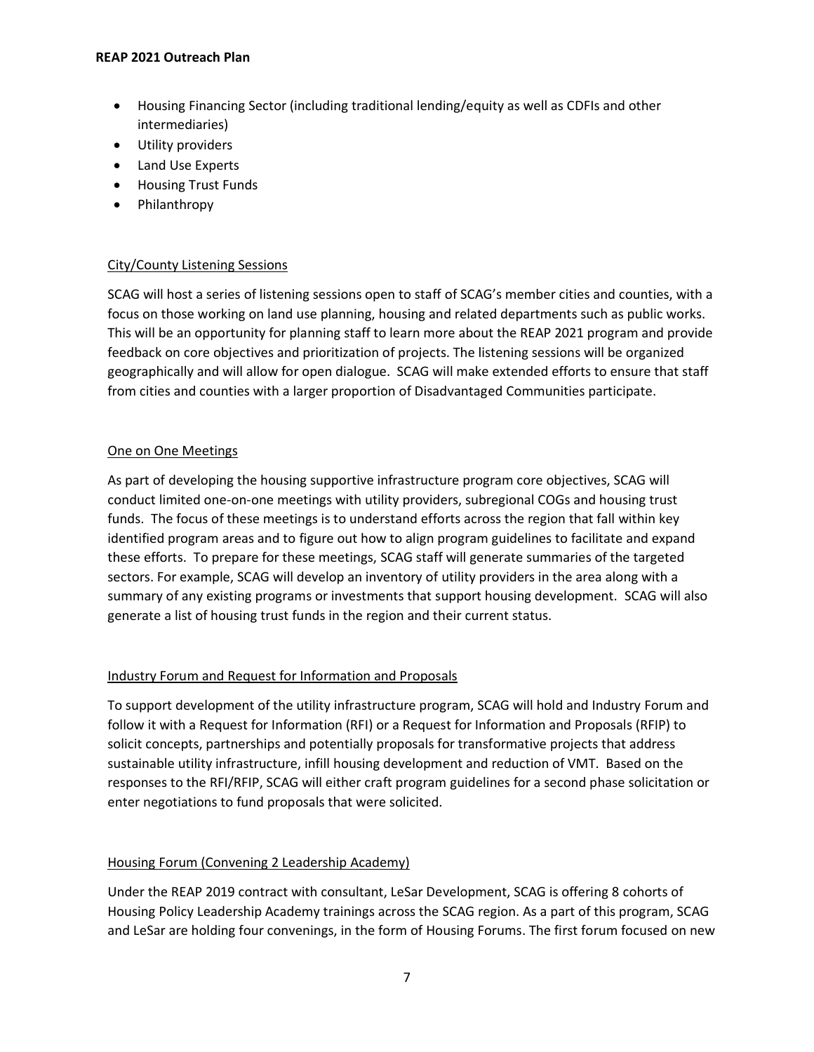- Housing Financing Sector (including traditional lending/equity as well as CDFIs and other intermediaries)
- Utility providers
- Land Use Experts
- Housing Trust Funds
- Philanthropy

## City/County Listening Sessions

SCAG will host a series of listening sessions open to staff of SCAG's member cities and counties, with a focus on those working on land use planning, housing and related departments such as public works. This will be an opportunity for planning staff to learn more about the REAP 2021 program and provide feedback on core objectives and prioritization of projects. The listening sessions will be organized geographically and will allow for open dialogue. SCAG will make extended efforts to ensure that staff from cities and counties with a larger proportion of Disadvantaged Communities participate.

## One on One Meetings

As part of developing the housing supportive infrastructure program core objectives, SCAG will conduct limited one-on-one meetings with utility providers, subregional COGs and housing trust funds. The focus of these meetings is to understand efforts across the region that fall within key identified program areas and to figure out how to align program guidelines to facilitate and expand these efforts. To prepare for these meetings, SCAG staff will generate summaries of the targeted sectors. For example, SCAG will develop an inventory of utility providers in the area along with a summary of any existing programs or investments that support housing development. SCAG will also generate a list of housing trust funds in the region and their current status.

## Industry Forum and Request for Information and Proposals

To support development of the utility infrastructure program, SCAG will hold and Industry Forum and follow it with a Request for Information (RFI) or a Request for Information and Proposals (RFIP) to solicit concepts, partnerships and potentially proposals for transformative projects that address sustainable utility infrastructure, infill housing development and reduction of VMT. Based on the responses to the RFI/RFIP, SCAG will either craft program guidelines for a second phase solicitation or enter negotiations to fund proposals that were solicited.

## Housing Forum (Convening 2 Leadership Academy)

Under the REAP 2019 contract with consultant, LeSar Development, SCAG is offering 8 cohorts of Housing Policy Leadership Academy trainings across the SCAG region. As a part of this program, SCAG and LeSar are holding four convenings, in the form of Housing Forums. The first forum focused on new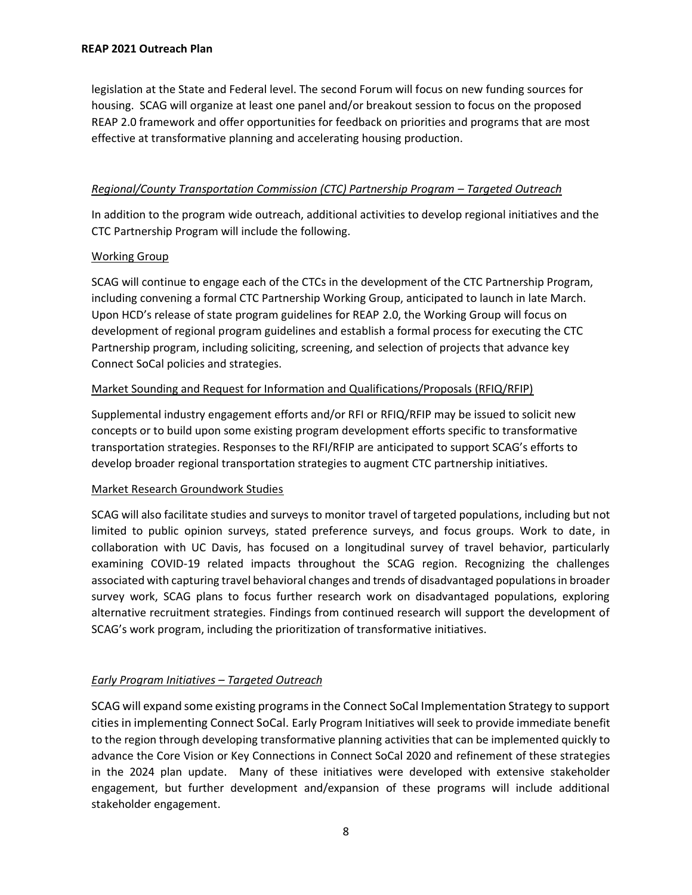legislation at the State and Federal level. The second Forum will focus on new funding sources for housing. SCAG will organize at least one panel and/or breakout session to focus on the proposed REAP 2.0 framework and offer opportunities for feedback on priorities and programs that are most effective at transformative planning and accelerating housing production.

### *Regional/County Transportation Commission (CTC) Partnership Program – Targeted Outreach*

In addition to the program wide outreach, additional activities to develop regional initiatives and the CTC Partnership Program will include the following.

#### Working Group

SCAG will continue to engage each of the CTCs in the development of the CTC Partnership Program, including convening a formal CTC Partnership Working Group, anticipated to launch in late March. Upon HCD's release of state program guidelines for REAP 2.0, the Working Group will focus on development of regional program guidelines and establish a formal process for executing the CTC Partnership program, including soliciting, screening, and selection of projects that advance key Connect SoCal policies and strategies.

#### Market Sounding and Request for Information and Qualifications/Proposals (RFIQ/RFIP)

Supplemental industry engagement efforts and/or RFI or RFIQ/RFIP may be issued to solicit new concepts or to build upon some existing program development efforts specific to transformative transportation strategies. Responses to the RFI/RFIP are anticipated to support SCAG's efforts to develop broader regional transportation strategies to augment CTC partnership initiatives.

#### Market Research Groundwork Studies

SCAG will also facilitate studies and surveys to monitor travel of targeted populations, including but not limited to public opinion surveys, stated preference surveys, and focus groups. Work to date, in collaboration with UC Davis, has focused on a longitudinal survey of travel behavior, particularly examining COVID-19 related impacts throughout the SCAG region. Recognizing the challenges associated with capturing travel behavioral changes and trends of disadvantaged populations in broader survey work, SCAG plans to focus further research work on disadvantaged populations, exploring alternative recruitment strategies. Findings from continued research will support the development of SCAG's work program, including the prioritization of transformative initiatives.

### *Early Program Initiatives – Targeted Outreach*

SCAG will expand some existing programs in the Connect SoCal Implementation Strategy to support cities in implementing Connect SoCal. Early Program Initiatives will seek to provide immediate benefit to the region through developing transformative planning activities that can be implemented quickly to advance the Core Vision or Key Connections in Connect SoCal 2020 and refinement of these strategies in the 2024 plan update. Many of these initiatives were developed with extensive stakeholder engagement, but further development and/expansion of these programs will include additional stakeholder engagement.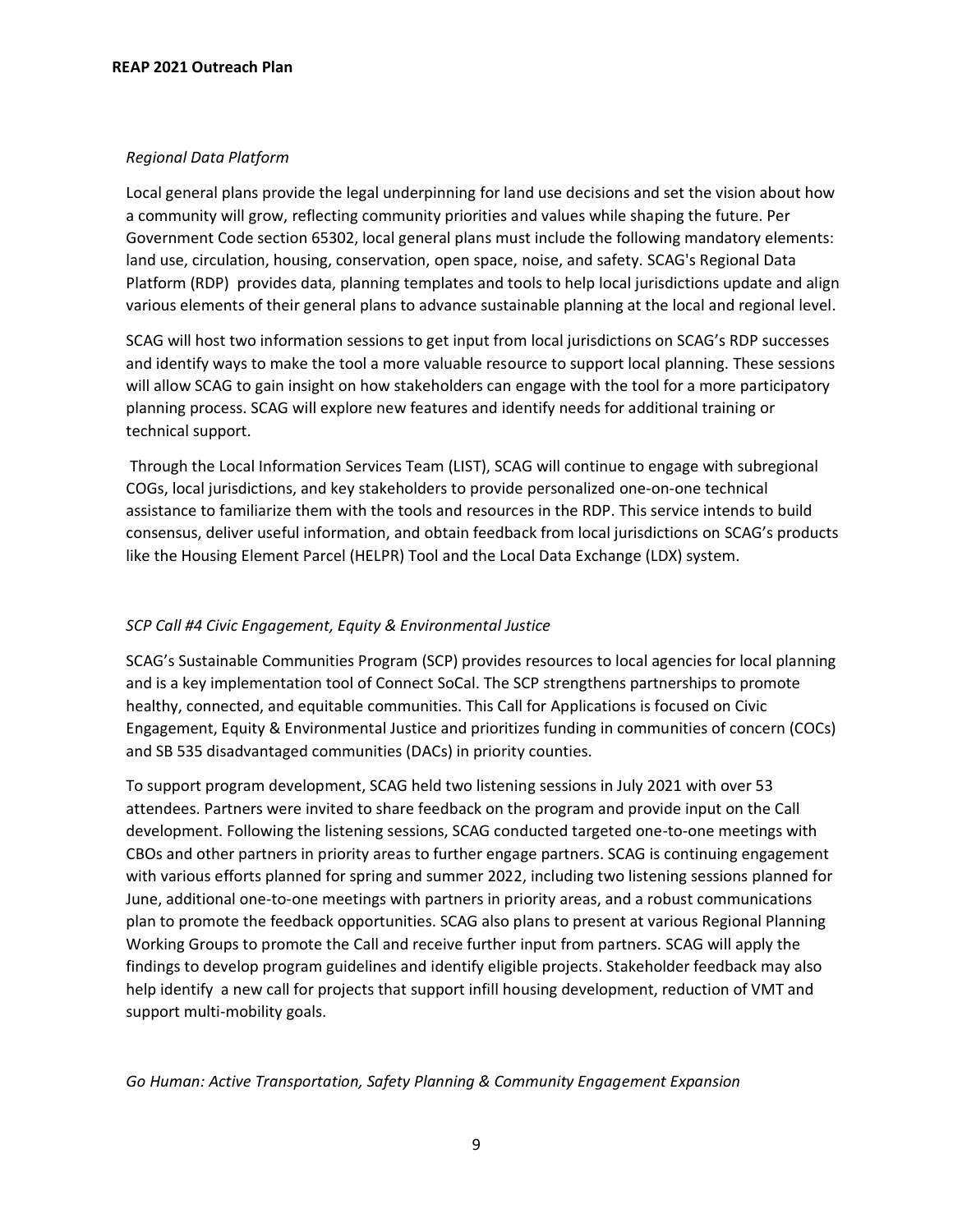*Regional Data Platform*

Local general plans provide the legal underpinning for land use decisions and set the vision about how a community will grow, reflecting community priorities and values while shaping the future. Per Government Code section 65302, local general plans must include the following mandatory elements: land use, circulation, housing, conservation, open space, noise, and safety. SCAG's Regional Data Platform (RDP) provides data, planning templates and tools to help local jurisdictions update and align various elements of their general plans to advance sustainable planning at the local and regional level.

SCAG will host two information sessions to get input from local jurisdictions on SCAG's RDP successes and identify ways to make the tool a more valuable resource to support local planning. These sessions will allow SCAG to gain insight on how stakeholders can engage with the tool for a more participatory planning process. SCAG will explore new features and identify needs for additional training or technical support.

Through the Local Information Services Team (LIST), SCAG will continue to engage with subregional COGs, local jurisdictions, and key stakeholders to provide personalized one-on-one technical assistance to familiarize them with the tools and resources in the RDP. This service intends to build consensus, deliver useful information, and obtain feedback from local jurisdictions on SCAG's products like the Housing Element Parcel (HELPR) Tool and the Local Data Exchange (LDX) system.

*SCP Call #4 Civic Engagement, Equity & Environmental Justice*

SCAG's Sustainable Communities Program (SCP) provides resources to local agencies for local planning and is a key implementation tool of Connect SoCal. The SCP strengthens partnerships to promote healthy, connected, and equitable communities. This Call for Applications is focused on Civic Engagement, Equity & Environmental Justice and prioritizes funding in communities of concern (COCs) and SB 535 disadvantaged communities (DACs) in priority counties.

To support program development, SCAG held two listening sessions in July 2021 with over 53 attendees. Partners were invited to share feedback on the program and provide input on the Call development. Following the listening sessions, SCAG conducted targeted one-to-one meetings with CBOs and other partners in priority areas to further engage partners. SCAG is continuing engagement with various efforts planned for spring and summer 2022, including two listening sessions planned for June, additional one-to-one meetings with partners in priority areas, and a robust communications plan to promote the feedback opportunities. SCAG also plans to present at various Regional Planning Working Groups to promote the Call and receive further input from partners. SCAG will apply the findings to develop program guidelines and identify eligible projects. Stakeholder feedback may also help identify a new call for projects that support infill housing development, reduction of VMT and support multi-mobility goals.

*Go Human: Active Transportation, Safety Planning & Community Engagement Expansion*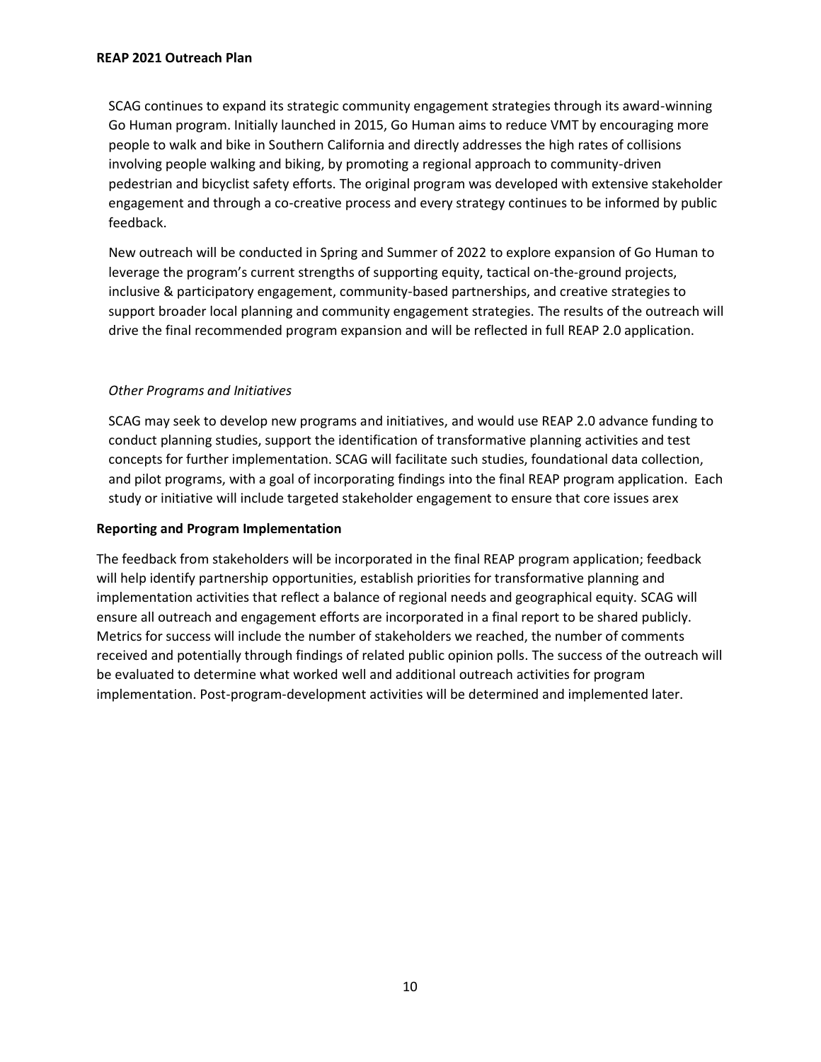SCAG continues to expand its strategic community engagement strategies through its award-winning Go Human program. Initially launched in 2015, Go Human aims to reduce VMT by encouraging more people to walk and bike in Southern California and directly addresses the high rates of collisions involving people walking and biking, by promoting a regional approach to community-driven pedestrian and bicyclist safety efforts. The original program was developed with extensive stakeholder engagement and through a co-creative process and every strategy continues to be informed by public feedback.

New outreach will be conducted in Spring and Summer of 2022 to explore expansion of Go Human to leverage the program's current strengths of supporting equity, tactical on-the-ground projects, inclusive & participatory engagement, community-based partnerships, and creative strategies to support broader local planning and community engagement strategies. The results of the outreach will drive the final recommended program expansion and will be reflected in full REAP 2.0 application.

*Other Programs and Initiatives*

SCAG may seek to develop new programs and initiatives, and would use REAP 2.0 advance funding to conduct planning studies, support the identification of transformative planning activities and test concepts for further implementation. SCAG will facilitate such studies, foundational data collection, and pilot programs, with a goal of incorporating findings into the final REAP program application. Each study or initiative will include targeted stakeholder engagement to ensure that core issues arex

**Reporting and Program Implementation**

The feedback from stakeholders will be incorporated in the final REAP program application; feedback will help identify partnership opportunities, establish priorities for transformative planning and implementation activities that reflect a balance of regional needs and geographical equity. SCAG will ensure all outreach and engagement efforts are incorporated in a final report to be shared publicly. Metrics for success will include the number of stakeholders we reached, the number of comments received and potentially through findings of related public opinion polls. The success of the outreach will be evaluated to determine what worked well and additional outreach activities for program implementation. Post-program-development activities will be determined and implemented later.